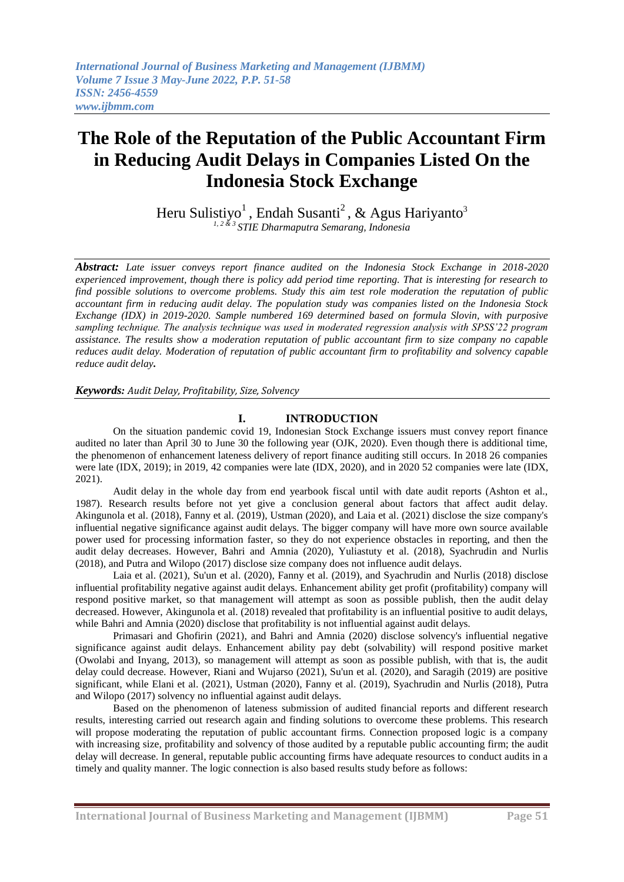# The Role of the Reputation of the Public Accountant Firm in Reducing Audit Delays in Companies Listed On the Indonesia Stock Exchange

Heru Sulistiyo[1], Endah Susanti[2], & Agus Hariyanto[3]

[1, 2 & 3] STIE Dharmaputra Semarang, Indonesia

***Abstract:*** *Late issuer conveys report finance audited on the Indonesia Stock Exchange in 2018-2020 experienced improvement, though there is policy add period time reporting. That is interesting for research to find possible solutions to overcome problems. Study this aim test role moderation the reputation of public accountant firm in reducing audit delay. The population study was companies listed on the Indonesia Stock Exchange (IDX) in 2019-2020. Sample numbered 169 determined based on formula Slovin, with purposive sampling technique. The analysis technique was used in moderated regression analysis with SPSS'22 program assistance. The results show a moderation reputation of public accountant firm to size company no capable reduces audit delay. Moderation of reputation of public accountant firm to profitability and solvency capable reduce audit delay.*

***Keywords:*** *Audit Delay, Profitability, Size, Solvency*

## I. INTRODUCTION

On the situation pandemic covid 19, Indonesian Stock Exchange issuers must convey report finance audited no later than April 30 to June 30 the following year (OJK, 2020). Even though there is additional time, the phenomenon of enhancement lateness delivery of report finance auditing still occurs. In 2018 26 companies were late (IDX, 2019); in 2019, 42 companies were late (IDX, 2020), and in 2020 52 companies were late (IDX, 2021).

Audit delay in the whole day from end yearbook fiscal until with date audit reports (Ashton et al., 1987). Research results before not yet give a conclusion general about factors that affect audit delay. Akingunola et al. (2018), Fanny et al. (2019), Ustman (2020), and Laia et al. (2021) disclose the size company's influential negative significance against audit delays. The bigger company will have more own source available power used for processing information faster, so they do not experience obstacles in reporting, and then the audit delay decreases. However, Bahri and Amnia (2020), Yuliastuty et al. (2018), Syachrudin and Nurlis (2018), and Putra and Wilopo (2017) disclose size company does not influence audit delays.

Laia et al. (2021), Su'un et al. (2020), Fanny et al. (2019), and Syachrudin and Nurlis (2018) disclose influential profitability negative against audit delays. Enhancement ability get profit (profitability) company will respond positive market, so that management will attempt as soon as possible publish, then the audit delay decreased. However, Akingunola et al. (2018) revealed that profitability is an influential positive to audit delays, while Bahri and Amnia (2020) disclose that profitability is not influential against audit delays.

Primasari and Ghofirin (2021), and Bahri and Amnia (2020) disclose solvency's influential negative significance against audit delays. Enhancement ability pay debt (solvability) will respond positive market (Owolabi and Inyang, 2013), so management will attempt as soon as possible publish, with that is, the audit delay could decrease. However, Riani and Wujarso (2021), Su'un et al. (2020), and Saragih (2019) are positive significant, while Elani et al. (2021), Ustman (2020), Fanny et al. (2019), Syachrudin and Nurlis (2018), Putra and Wilopo (2017) solvency no influential against audit delays.

Based on the phenomenon of lateness submission of audited financial reports and different research results, interesting carried out research again and finding solutions to overcome these problems. This research will propose moderating the reputation of public accountant firms. Connection proposed logic is a company with increasing size, profitability and solvency of those audited by a reputable public accounting firm; the audit delay will decrease. In general, reputable public accounting firms have adequate resources to conduct audits in a timely and quality manner. The logic connection is also based results study before as follows: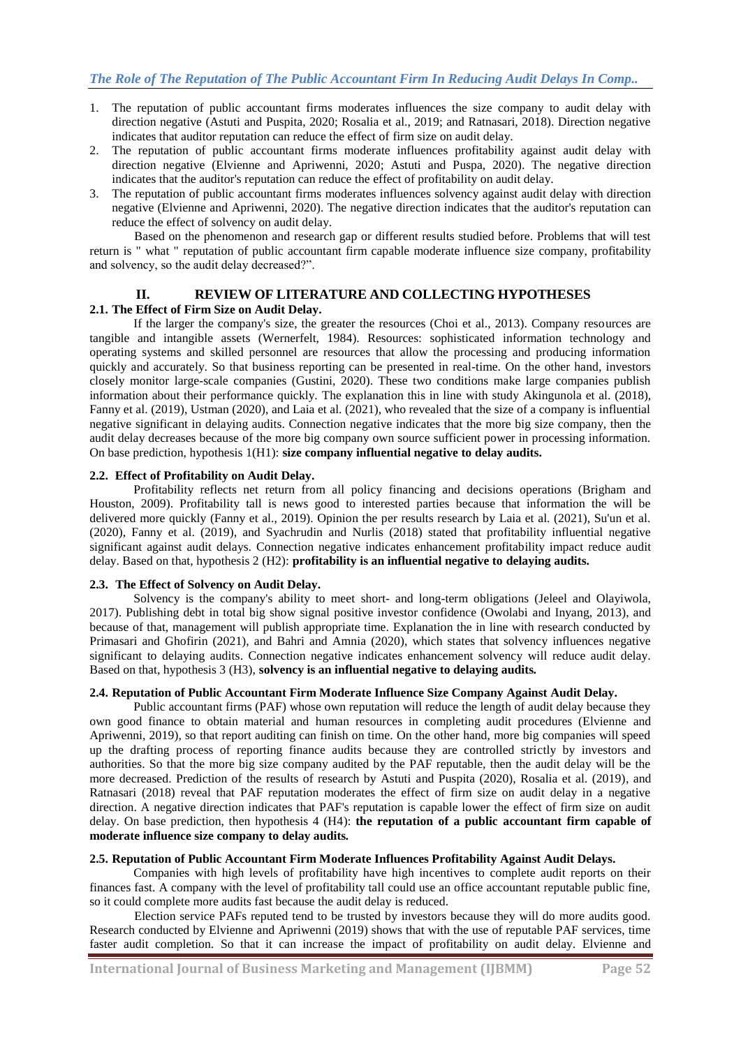1. The reputation of public accountant firms moderates influences the size company to audit delay with direction negative (Astuti and Puspita, 2020; Rosalia et al., 2019; and Ratnasari, 2018). Direction negative indicates that auditor reputation can reduce the effect of firm size on audit delay.
2. The reputation of public accountant firms moderate influences profitability against audit delay with direction negative (Elvienne and Apriwenni, 2020; Astuti and Puspa, 2020). The negative direction indicates that the auditor's reputation can reduce the effect of profitability on audit delay.
3. The reputation of public accountant firms moderates influences solvency against audit delay with direction negative (Elvienne and Apriwenni, 2020). The negative direction indicates that the auditor's reputation can reduce the effect of solvency on audit delay.

Based on the phenomenon and research gap or different results studied before. Problems that will test return is " what " reputation of public accountant firm capable moderate influence size company, profitability and solvency, so the audit delay decreased?".

## II. REVIEW OF LITERATURE AND COLLECTING HYPOTHESES

### 2.1. The Effect of Firm Size on Audit Delay.

If the larger the company's size, the greater the resources (Choi et al., 2013). Company resources are tangible and intangible assets (Wernerfelt, 1984). Resources: sophisticated information technology and operating systems and skilled personnel are resources that allow the processing and producing information quickly and accurately. So that business reporting can be presented in real-time. On the other hand, investors closely monitor large-scale companies (Gustini, 2020). These two conditions make large companies publish information about their performance quickly. The explanation this in line with study Akingunola et al. (2018), Fanny et al. (2019), Ustman (2020), and Laia et al. (2021), who revealed that the size of a company is influential negative significant in delaying audits. Connection negative indicates that the more big size company, then the audit delay decreases because of the more big company own source sufficient power in processing information. On base prediction, hypothesis 1(H1): **size company influential negative to delay audits.**

### 2.2. Effect of Profitability on Audit Delay.

Profitability reflects net return from all policy financing and decisions operations (Brigham and Houston, 2009). Profitability tall is news good to interested parties because that information the will be delivered more quickly (Fanny et al., 2019). Opinion the per results research by Laia et al. (2021), Su'un et al. (2020), Fanny et al. (2019), and Syachrudin and Nurlis (2018) stated that profitability influential negative significant against audit delays. Connection negative indicates enhancement profitability impact reduce audit delay. Based on that, hypothesis 2 (H2): **profitability is an influential negative to delaying audits.**

### 2.3. The Effect of Solvency on Audit Delay.

Solvency is the company's ability to meet short- and long-term obligations (Jeleel and Olayiwola, 2017). Publishing debt in total big show signal positive investor confidence (Owolabi and Inyang, 2013), and because of that, management will publish appropriate time. Explanation the in line with research conducted by Primasari and Ghofirin (2021), and Bahri and Amnia (2020), which states that solvency influences negative significant to delaying audits. Connection negative indicates enhancement solvency will reduce audit delay. Based on that, hypothesis 3 (H3), **solvency is an influential negative to delaying audits.**

### 2.4. Reputation of Public Accountant Firm Moderate Influence Size Company Against Audit Delay.

Public accountant firms (PAF) whose own reputation will reduce the length of audit delay because they own good finance to obtain material and human resources in completing audit procedures (Elvienne and Apriwenni, 2019), so that report auditing can finish on time. On the other hand, more big companies will speed up the drafting process of reporting finance audits because they are controlled strictly by investors and authorities. So that the more big size company audited by the PAF reputable, then the audit delay will be the more decreased. Prediction of the results of research by Astuti and Puspita (2020), Rosalia et al. (2019), and Ratnasari (2018) reveal that PAF reputation moderates the effect of firm size on audit delay in a negative direction. A negative direction indicates that PAF's reputation is capable lower the effect of firm size on audit delay. On base prediction, then hypothesis 4 (H4): **the reputation of a public accountant firm capable of moderate influence size company to delay audits.**

### 2.5. Reputation of Public Accountant Firm Moderate Influences Profitability Against Audit Delays.

Companies with high levels of profitability have high incentives to complete audit reports on their finances fast. A company with the level of profitability tall could use an office accountant reputable public fine, so it could complete more audits fast because the audit delay is reduced.

Election service PAFs reputed tend to be trusted by investors because they will do more audits good. Research conducted by Elvienne and Apriwenni (2019) shows that with the use of reputable PAF services, time faster audit completion. So that it can increase the impact of profitability on audit delay. Elvienne and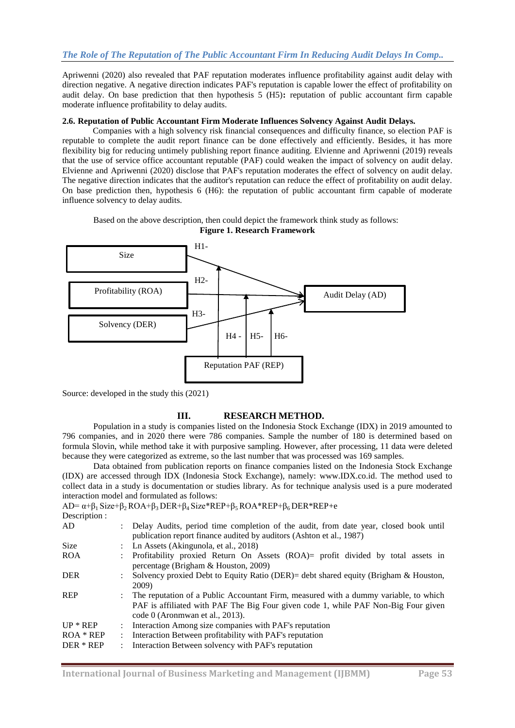Apriwenni (2020) also revealed that PAF reputation moderates influence profitability against audit delay with direction negative. A negative direction indicates PAF's reputation is capable lower the effect of profitability on audit delay. On base prediction that then hypothesis 5 (H5)**:** reputation of public accountant firm capable moderate influence profitability to delay audits.

### 2.6. Reputation of Public Accountant Firm Moderate Influences Solvency Against Audit Delays.

Companies with a high solvency risk financial consequences and difficulty finance, so election PAF is reputable to complete the audit report finance can be done effectively and efficiently. Besides, it has more flexibility big for reducing untimely publishing report finance auditing. Elvienne and Apriwenni (2019) reveals that the use of service office accountant reputable (PAF) could weaken the impact of solvency on audit delay. Elvienne and Apriwenni (2020) disclose that PAF's reputation moderates the effect of solvency on audit delay. The negative direction indicates that the auditor's reputation can reduce the effect of profitability on audit delay. On base prediction then, hypothesis 6 (H6): the reputation of public accountant firm capable of moderate influence solvency to delay audits.

Based on the above description, then could depict the framework think study as follows:

**Figure 1. Research Framework**

Size — H1- → Audit Delay (AD)
Profitability (ROA) — H2- → Audit Delay (AD)
Solvency (DER) — H3- → Audit Delay (AD)
Reputation PAF (REP) — H4 -, H5-, H6- (moderating)

Source: developed in the study this (2021)

## III. RESEARCH METHOD.

Population in a study is companies listed on the Indonesia Stock Exchange (IDX) in 2019 amounted to 796 companies, and in 2020 there were 786 companies. Sample the number of 180 is determined based on formula Slovin, while method take it with purposive sampling. However, after processing, 11 data were deleted because they were categorized as extreme, so the last number that was processed was 169 samples.

Data obtained from publication reports on finance companies listed on the Indonesia Stock Exchange (IDX) are accessed through IDX (Indonesia Stock Exchange), namely: www.IDX.co.id. The method used to collect data in a study is documentation or studies library. As for technique analysis used is a pure moderated interaction model and formulated as follows:

$$AD = \alpha + \beta_1 Size + \beta_2 ROA + \beta_3 DER + \beta_4 Size*REP + \beta_5 ROA*REP + \beta_6 DER*REP + e$$

Description :

| | | |
|---|---|---|
| AD | : | Delay Audits, period time completion of the audit, from date year, closed book until publication report finance audited by auditors (Ashton et al., 1987) |
| Size | : | Ln Assets (Akingunola, et al., 2018) |
| ROA | : | Profitability proxied Return On Assets (ROA)= profit divided by total assets in percentage (Brigham & Houston, 2009) |
| DER | : | Solvency proxied Debt to Equity Ratio (DER)= debt shared equity (Brigham & Houston, 2009) |
| REP | : | The reputation of a Public Accountant Firm, measured with a dummy variable, to which PAF is affiliated with PAF The Big Four given code 1, while PAF Non-Big Four given code 0 (Aronmwan et al., 2013). |
| UP * REP | : | Interaction Among size companies with PAF's reputation |
| ROA * REP | : | Interaction Between profitability with PAF's reputation |
| DER * REP | : | Interaction Between solvency with PAF's reputation |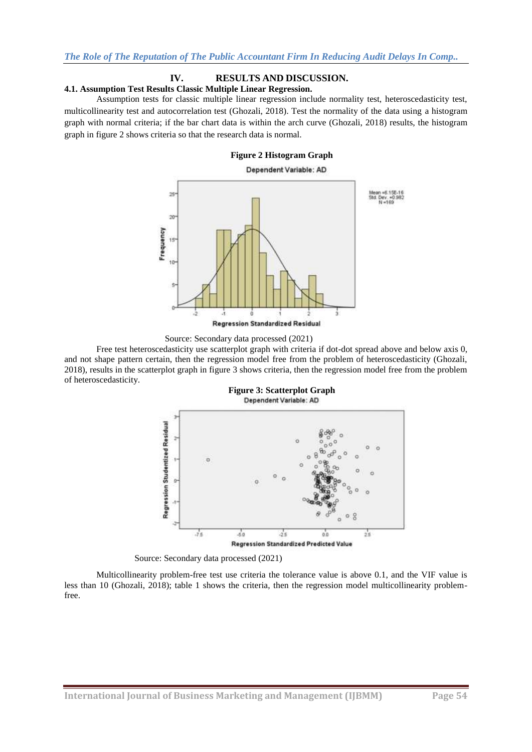## IV. RESULTS AND DISCUSSION.

### 4.1. Assumption Test Results Classic Multiple Linear Regression.

Assumption tests for classic multiple linear regression include normality test, heteroscedasticity test, multicollinearity test and autocorrelation test (Ghozali, 2018). Test the normality of the data using a histogram graph with normal criteria; if the bar chart data is within the arch curve (Ghozali, 2018) results, the histogram graph in figure 2 shows criteria so that the research data is normal.

**Figure 2 Histogram Graph**

Source: Secondary data processed (2021)

Free test heteroscedasticity use scatterplot graph with criteria if dot-dot spread above and below axis 0, and not shape pattern certain, then the regression model free from the problem of heteroscedasticity (Ghozali, 2018), results in the scatterplot graph in figure 3 shows criteria, then the regression model free from the problem of heteroscedasticity.

**Figure 3: Scatterplot Graph**

Source: Secondary data processed (2021)

Multicollinearity problem-free test use criteria the tolerance value is above 0.1, and the VIF value is less than 10 (Ghozali, 2018); table 1 shows the criteria, then the regression model multicollinearity problem-free.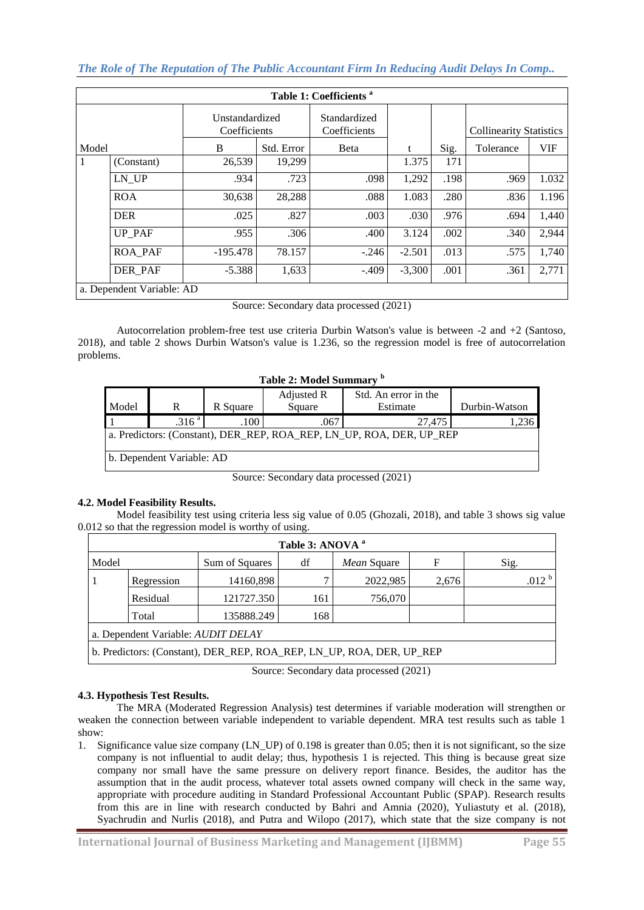**Table 1: Coefficients [a]**

| Model | | Unstandardized Coefficients | | Standardized Coefficients | t | Sig. | Collinearity Statistics | |
|---|---|---|---|---|---|---|---|---|
| | | B | Std. Error | Beta | | | Tolerance | VIF |
| 1 | (Constant) | 26,539 | 19,299 | | 1.375 | 171 | | |
| | LN_UP | .934 | .723 | .098 | 1,292 | .198 | .969 | 1.032 |
| | ROA | 30,638 | 28,288 | .088 | 1.083 | .280 | .836 | 1.196 |
| | DER | .025 | .827 | .003 | .030 | .976 | .694 | 1,440 |
| | UP_PAF | .955 | .306 | .400 | 3.124 | .002 | .340 | 2,944 |
| | ROA_PAF | -195.478 | 78.157 | -.246 | -2.501 | .013 | .575 | 1,740 |
| | DER_PAF | -5.388 | 1,633 | -.409 | -3,300 | .001 | .361 | 2,771 |
| a. Dependent Variable: AD | | | | | | | | |

Source: Secondary data processed (2021)

Autocorrelation problem-free test use criteria Durbin Watson's value is between -2 and +2 (Santoso, 2018), and table 2 shows Durbin Watson's value is 1.236, so the regression model is free of autocorrelation problems.

**Table 2: Model Summary [b]**

| Model | R | R Square | Adjusted R Square | Std. An error in the Estimate | Durbin-Watson |
|---|---|---|---|---|---|
| 1 | .316 [a] | .100 | .067 | 27,475 | 1,236 |
| a. Predictors: (Constant), DER_REP, ROA_REP, LN_UP, ROA, DER, UP_REP | | | | | |
| b. Dependent Variable: AD | | | | | |

Source: Secondary data processed (2021)

### 4.2. Model Feasibility Results.

Model feasibility test using criteria less sig value of 0.05 (Ghozali, 2018), and table 3 shows sig value 0.012 so that the regression model is worthy of using.

**Table 3: ANOVA [a]**

| Model | | Sum of Squares | df | *Mean* Square | F | Sig. |
|---|---|---|---|---|---|---|
| 1 | Regression | 14160,898 | 7 | 2022,985 | 2,676 | .012 [b] |
| | Residual | 121727.350 | 161 | 756,070 | | |
| | Total | 135888.249 | 168 | | | |
| a. Dependent Variable: *AUDIT DELAY* | | | | | | |
| b. Predictors: (Constant), DER_REP, ROA_REP, LN_UP, ROA, DER, UP_REP | | | | | | |

Source: Secondary data processed (2021)

### 4.3. Hypothesis Test Results.

The MRA (Moderated Regression Analysis) test determines if variable moderation will strengthen or weaken the connection between variable independent to variable dependent. MRA test results such as table 1 show:

1. Significance value size company (LN_UP) of 0.198 is greater than 0.05; then it is not significant, so the size company is not influential to audit delay; thus, hypothesis 1 is rejected. This thing is because great size company nor small have the same pressure on delivery report finance. Besides, the auditor has the assumption that in the audit process, whatever total assets owned company will check in the same way, appropriate with procedure auditing in Standard Professional Accountant Public (SPAP). Research results from this are in line with research conducted by Bahri and Amnia (2020), Yuliastuty et al. (2018), Syachrudin and Nurlis (2018), and Putra and Wilopo (2017), which state that the size company is not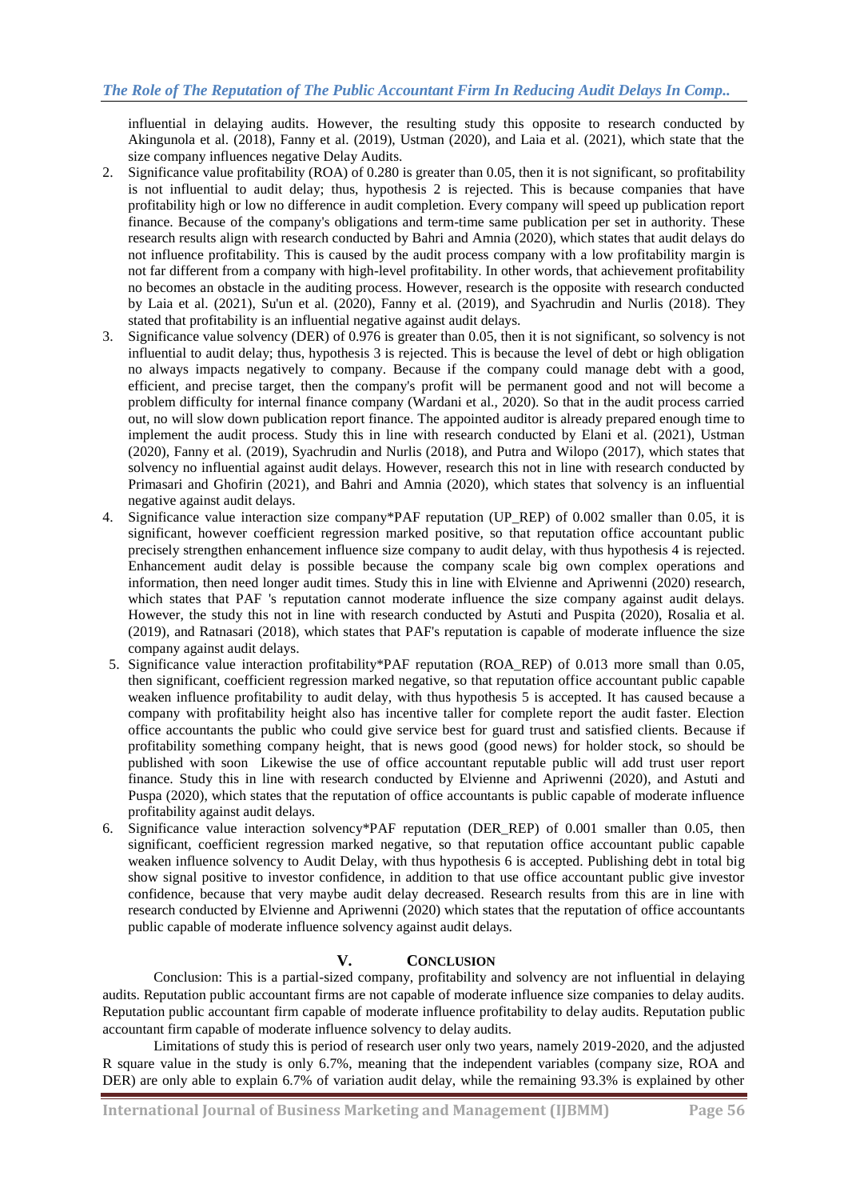influential in delaying audits. However, the resulting study this opposite to research conducted by Akingunola et al. (2018), Fanny et al. (2019), Ustman (2020), and Laia et al. (2021), which state that the size company influences negative Delay Audits.

2. Significance value profitability (ROA) of 0.280 is greater than 0.05, then it is not significant, so profitability is not influential to audit delay; thus, hypothesis 2 is rejected. This is because companies that have profitability high or low no difference in audit completion. Every company will speed up publication report finance. Because of the company's obligations and term-time same publication per set in authority. These research results align with research conducted by Bahri and Amnia (2020), which states that audit delays do not influence profitability. This is caused by the audit process company with a low profitability margin is not far different from a company with high-level profitability. In other words, that achievement profitability no becomes an obstacle in the auditing process. However, research is the opposite with research conducted by Laia et al. (2021), Su'un et al. (2020), Fanny et al. (2019), and Syachrudin and Nurlis (2018). They stated that profitability is an influential negative against audit delays.
3. Significance value solvency (DER) of 0.976 is greater than 0.05, then it is not significant, so solvency is not influential to audit delay; thus, hypothesis 3 is rejected. This is because the level of debt or high obligation no always impacts negatively to company. Because if the company could manage debt with a good, efficient, and precise target, then the company's profit will be permanent good and not will become a problem difficulty for internal finance company (Wardani et al., 2020). So that in the audit process carried out, no will slow down publication report finance. The appointed auditor is already prepared enough time to implement the audit process. Study this in line with research conducted by Elani et al. (2021), Ustman (2020), Fanny et al. (2019), Syachrudin and Nurlis (2018), and Putra and Wilopo (2017), which states that solvency no influential against audit delays. However, research this not in line with research conducted by Primasari and Ghofirin (2021), and Bahri and Amnia (2020), which states that solvency is an influential negative against audit delays.
4. Significance value interaction size company*PAF reputation (UP_REP) of 0.002 smaller than 0.05, it is significant, however coefficient regression marked positive, so that reputation office accountant public precisely strengthen enhancement influence size company to audit delay, with thus hypothesis 4 is rejected. Enhancement audit delay is possible because the company scale big own complex operations and information, then need longer audit times. Study this in line with Elvienne and Apriwenni (2020) research, which states that PAF 's reputation cannot moderate influence the size company against audit delays. However, the study this not in line with research conducted by Astuti and Puspita (2020), Rosalia et al. (2019), and Ratnasari (2018), which states that PAF's reputation is capable of moderate influence the size company against audit delays.
5. Significance value interaction profitability*PAF reputation (ROA_REP) of 0.013 more small than 0.05, then significant, coefficient regression marked negative, so that reputation office accountant public capable weaken influence profitability to audit delay, with thus hypothesis 5 is accepted. It has caused because a company with profitability height also has incentive taller for complete report the audit faster. Election office accountants the public who could give service best for guard trust and satisfied clients. Because if profitability something company height, that is news good (good news) for holder stock, so should be published with soon Likewise the use of office accountant reputable public will add trust user report finance. Study this in line with research conducted by Elvienne and Apriwenni (2020), and Astuti and Puspa (2020), which states that the reputation of office accountants is public capable of moderate influence profitability against audit delays.
6. Significance value interaction solvency*PAF reputation (DER_REP) of 0.001 smaller than 0.05, then significant, coefficient regression marked negative, so that reputation office accountant public capable weaken influence solvency to Audit Delay, with thus hypothesis 6 is accepted. Publishing debt in total big show signal positive to investor confidence, in addition to that use office accountant public give investor confidence, because that very maybe audit delay decreased. Research results from this are in line with research conducted by Elvienne and Apriwenni (2020) which states that the reputation of office accountants public capable of moderate influence solvency against audit delays.

## V. CONCLUSION

Conclusion: This is a partial-sized company, profitability and solvency are not influential in delaying audits. Reputation public accountant firms are not capable of moderate influence size companies to delay audits. Reputation public accountant firm capable of moderate influence profitability to delay audits. Reputation public accountant firm capable of moderate influence solvency to delay audits.

Limitations of study this is period of research user only two years, namely 2019-2020, and the adjusted R square value in the study is only 6.7%, meaning that the independent variables (company size, ROA and DER) are only able to explain 6.7% of variation audit delay, while the remaining 93.3% is explained by other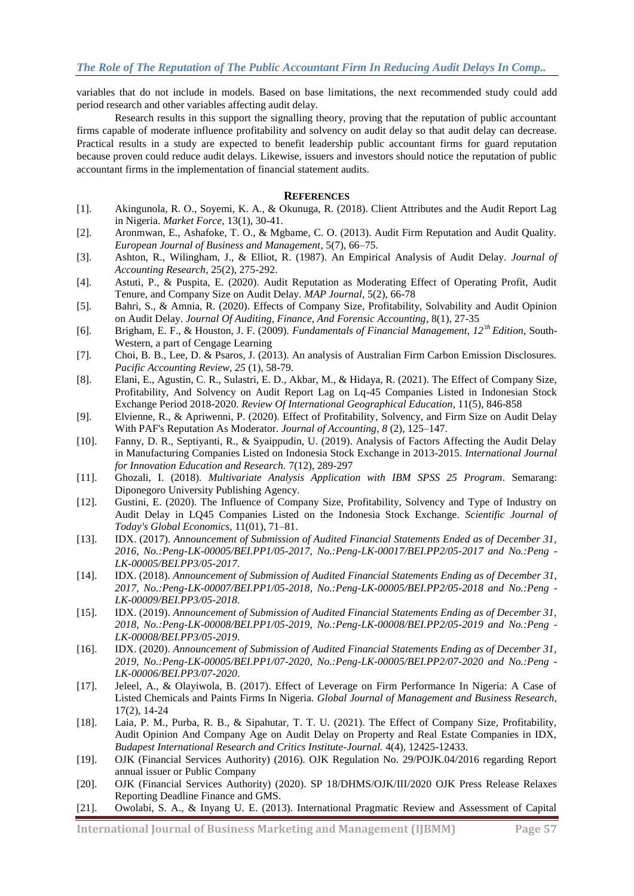variables that do not include in models. Based on base limitations, the next recommended study could add period research and other variables affecting audit delay.

Research results in this support the signalling theory, proving that the reputation of public accountant firms capable of moderate influence profitability and solvency on audit delay so that audit delay can decrease. Practical results in a study are expected to benefit leadership public accountant firms for guard reputation because proven could reduce audit delays. Likewise, issuers and investors should notice the reputation of public accountant firms in the implementation of financial statement audits.

## REFERENCES

[1]. Akingunola, R. O., Soyemi, K. A., & Okunuga, R. (2018). Client Attributes and the Audit Report Lag in Nigeria. *Market Force*, 13(1), 30-41.

[2]. Aronmwan, E., Ashafoke, T. O., & Mgbame, C. O. (2013). Audit Firm Reputation and Audit Quality. *European Journal of Business and Management*, 5(7), 66–75.

[3]. Ashton, R., Wilingham, J., & Elliot, R. (1987). An Empirical Analysis of Audit Delay. *Journal of Accounting Research*, 25(2), 275-292.

[4]. Astuti, P., & Puspita, E. (2020). Audit Reputation as Moderating Effect of Operating Profit, Audit Tenure, and Company Size on Audit Delay. *MAP Journal*, 5(2), 66-78

[5]. Bahri, S., & Amnia, R. (2020). Effects of Company Size, Profitability, Solvability and Audit Opinion on Audit Delay. *Journal Of Auditing, Finance, And Forensic Accounting*, 8(1), 27-35

[6]. Brigham, E. F., & Houston, J. F. (2009). *Fundamentals of Financial Management, 12'th Edition*, South-Western, a part of Cengage Learning

[7]. Choi, B. B., Lee, D. & Psaros, J. (2013). An analysis of Australian Firm Carbon Emission Disclosures. *Pacific Accounting Review*, *25* (1), 58-79.

[8]. Elani, E., Agustin, C. R., Sulastri, E. D., Akbar, M., & Hidaya, R. (2021). The Effect of Company Size, Profitability, And Solvency on Audit Report Lag on Lq-45 Companies Listed in Indonesian Stock Exchange Period 2018-2020. *Review Of International Geographical Education*, 11(5), 846-858

[9]. Elvienne, R., & Apriwenni, P. (2020). Effect of Profitability, Solvency, and Firm Size on Audit Delay With PAF's Reputation As Moderator. *Journal of Accounting*, *8* (2), 125–147.

[10]. Fanny, D. R., Septiyanti, R., & Syaippudin, U. (2019). Analysis of Factors Affecting the Audit Delay in Manufacturing Companies Listed on Indonesia Stock Exchange in 2013-2015. *International Journal for Innovation Education and Research.* 7(12), 289-297

[11]. Ghozali, I. (2018). *Multivariate Analysis Application with IBM SPSS 25 Program*. Semarang: Diponegoro University Publishing Agency.

[12]. Gustini, E. (2020). The Influence of Company Size, Profitability, Solvency and Type of Industry on Audit Delay in LQ45 Companies Listed on the Indonesia Stock Exchange. *Scientific Journal of Today's Global Economics*, 11(01), 71–81.

[13]. IDX. (2017). *Announcement of Submission of Audited Financial Statements Ended as of December 31, 2016, No.:Peng-LK-00005/BEI.PP1/05-2017, No.:Peng-LK-00017/BEI.PP2/05-2017 and No.:Peng - LK-00005/BEI.PP3/05-2017*.

[14]. IDX. (2018). *Announcement of Submission of Audited Financial Statements Ending as of December 31, 2017, No.:Peng-LK-00007/BEI.PP1/05-2018, No.:Peng-LK-00005/BEI.PP2/05-2018 and No.:Peng - LK-00009/BEI.PP3/05-2018*.

[15]. IDX. (2019). *Announcement of Submission of Audited Financial Statements Ending as of December 31, 2018, No.:Peng-LK-00008/BEI.PP1/05-2019, No.:Peng-LK-00008/BEI.PP2/05-2019 and No.:Peng - LK-00008/BEI.PP3/05-2019*.

[16]. IDX. (2020). *Announcement of Submission of Audited Financial Statements Ending as of December 31, 2019, No.:Peng-LK-00005/BEI.PP1/07-2020, No.:Peng-LK-00005/BEI.PP2/07-2020 and No.:Peng - LK-00006/BEI.PP3/07-2020*.

[17]. Jeleel, A., & Olayiwola, B. (2017). Effect of Leverage on Firm Performance In Nigeria: A Case of Listed Chemicals and Paints Firms In Nigeria. *Global Journal of Management and Business Research*, 17(2), 14-24

[18]. Laia, P. M., Purba, R. B., & Sipahutar, T. T. U. (2021). The Effect of Company Size, Profitability, Audit Opinion And Company Age on Audit Delay on Property and Real Estate Companies in IDX, *Budapest International Research and Critics Institute-Journal.* 4(4), 12425-12433.

[19]. OJK (Financial Services Authority) (2016). OJK Regulation No. 29/POJK.04/2016 regarding Report annual issuer or Public Company

[20]. OJK (Financial Services Authority) (2020). SP 18/DHMS/OJK/III/2020 OJK Press Release Relaxes Reporting Deadline Finance and GMS.

[21]. Owolabi, S. A., & Inyang U. E. (2013). International Pragmatic Review and Assessment of Capital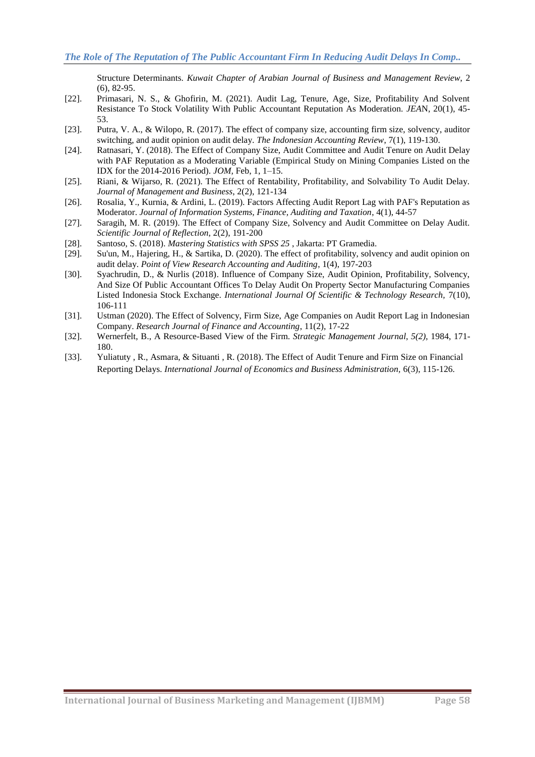Structure Determinants. *Kuwait Chapter of Arabian Journal of Business and Management Review,* 2 (6), 82-95.

[22]. Primasari, N. S., & Ghofirin, M. (2021). Audit Lag, Tenure, Age, Size, Profitability And Solvent Resistance To Stock Volatility With Public Accountant Reputation As Moderation. *JEAN*, 20(1), 45-53.

[23]. Putra, V. A., & Wilopo, R. (2017). The effect of company size, accounting firm size, solvency, auditor switching, and audit opinion on audit delay. *The Indonesian Accounting Review*, 7(1), 119-130.

[24]. Ratnasari, Y. (2018). The Effect of Company Size, Audit Committee and Audit Tenure on Audit Delay with PAF Reputation as a Moderating Variable (Empirical Study on Mining Companies Listed on the IDX for the 2014-2016 Period). *JOM,* Feb, 1, 1–15.

[25]. Riani, & Wijarso, R. (2021). The Effect of Rentability, Profitability, and Solvability To Audit Delay. *Journal of Management and Business*, 2(2), 121-134

[26]. Rosalia, Y., Kurnia, & Ardini, L. (2019). Factors Affecting Audit Report Lag with PAF's Reputation as Moderator. *Journal of Information Systems, Finance, Auditing and Taxation*, 4(1), 44-57

[27]. Saragih, M. R. (2019). The Effect of Company Size, Solvency and Audit Committee on Delay Audit. *Scientific Journal of Reflection*, 2(2), 191-200

[28]. Santoso, S. (2018). *Mastering Statistics with SPSS 25* , Jakarta: PT Gramedia.

[29]. Su'un, M., Hajering, H., & Sartika, D. (2020). The effect of profitability, solvency and audit opinion on audit delay. *Point of View Research Accounting and Auditing*, 1(4), 197-203

[30]. Syachrudin, D., & Nurlis (2018). Influence of Company Size, Audit Opinion, Profitability, Solvency, And Size Of Public Accountant Offices To Delay Audit On Property Sector Manufacturing Companies Listed Indonesia Stock Exchange. *International Journal Of Scientific & Technology Research,* 7(10), 106-111

[31]. Ustman (2020). The Effect of Solvency, Firm Size, Age Companies on Audit Report Lag in Indonesian Company. *Research Journal of Finance and Accounting*, 11(2), 17-22

[32]. Wernerfelt, B., A Resource-Based View of the Firm. *Strategic Management Journal*, *5(2)*, 1984, 171-180.

[33]. Yuliatuty , R., Asmara, & Situanti , R. (2018). The Effect of Audit Tenure and Firm Size on Financial Reporting Delays. *International Journal of Economics and Business Administration,* 6(3), 115-126.